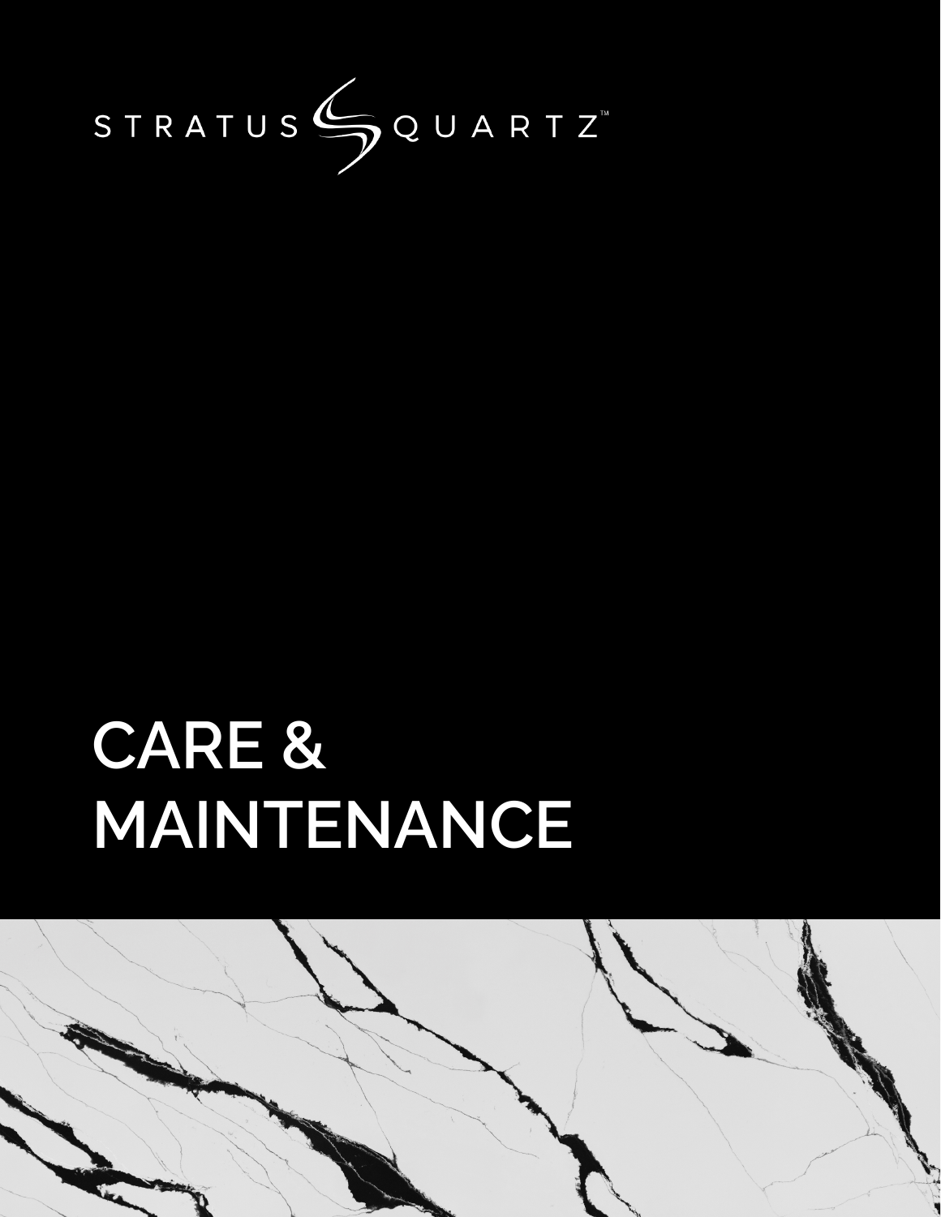STRATUS QUARTZ™

# CARE & MAINTENANCE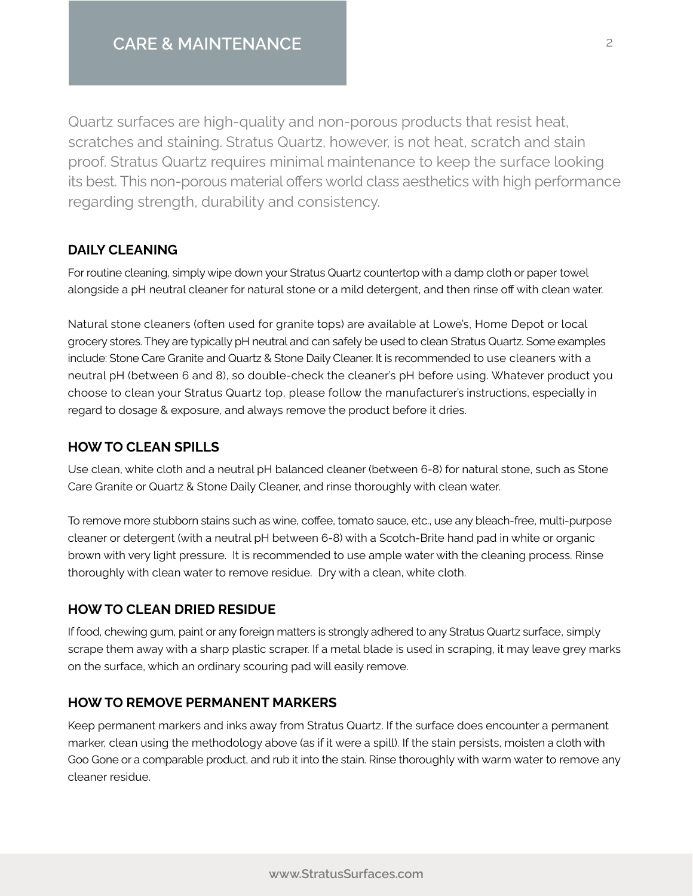## CARE & MAINTENANCE

Quartz surfaces are high-quality and non-porous products that resist heat, scratches and staining. Stratus Quartz, however, is not heat, scratch and stain proof. Stratus Quartz requires minimal maintenance to keep the surface looking its best. This non-porous material offers world class aesthetics with high performance regarding strength, durability and consistency.

### DAILY CLEANING

For routine cleaning, simply wipe down your Stratus Quartz countertop with a damp cloth or paper towel alongside a pH neutral cleaner for natural stone or a mild detergent, and then rinse off with clean water.

Natural stone cleaners (often used for granite tops) are available at Lowe's, Home Depot or local grocery stores. They are typically pH neutral and can safely be used to clean Stratus Quartz. Some examples include: Stone Care Granite and Quartz & Stone Daily Cleaner. It is recommended to use cleaners with a neutral pH (between 6 and 8), so double-check the cleaner's pH before using. Whatever product you choose to clean your Stratus Quartz top, please follow the manufacturer's instructions, especially in regard to dosage & exposure, and always remove the product before it dries.

### HOW TO CLEAN SPILLS

Use clean, white cloth and a neutral pH balanced cleaner (between 6-8) for natural stone, such as Stone Care Granite or Quartz & Stone Daily Cleaner, and rinse thoroughly with clean water.

To remove more stubborn stains such as wine, coffee, tomato sauce, etc., use any bleach-free, multi-purpose cleaner or detergent (with a neutral pH between 6-8) with a Scotch-Brite hand pad in white or organic brown with very light pressure. It is recommended to use ample water with the cleaning process. Rinse thoroughly with clean water to remove residue. Dry with a clean, white cloth.

### HOW TO CLEAN DRIED RESIDUE

If food, chewing gum, paint or any foreign matters is strongly adhered to any Stratus Quartz surface, simply scrape them away with a sharp plastic scraper. If a metal blade is used in scraping, it may leave grey marks on the surface, which an ordinary scouring pad will easily remove.

### HOW TO REMOVE PERMANENT MARKERS

Keep permanent markers and inks away from Stratus Quartz. If the surface does encounter a permanent marker, clean using the methodology above (as if it were a spill). If the stain persists, moisten a cloth with Goo Gone or a comparable product, and rub it into the stain. Rinse thoroughly with warm water to remove any cleaner residue.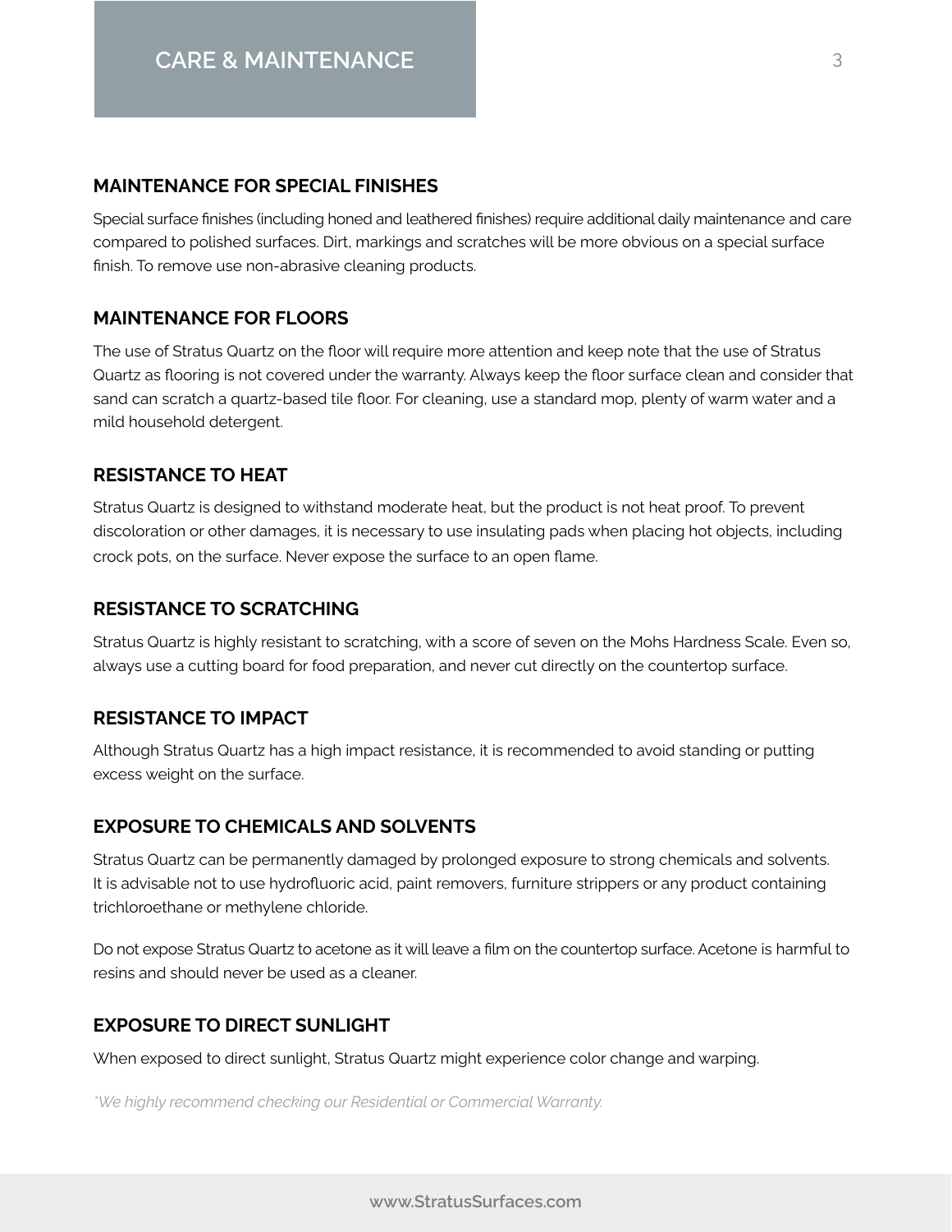# CARE & MAINTENANCE

## MAINTENANCE FOR SPECIAL FINISHES

Special surface finishes (including honed and leathered finishes) require additional daily maintenance and care compared to polished surfaces. Dirt, markings and scratches will be more obvious on a special surface finish. To remove use non-abrasive cleaning products.

## MAINTENANCE FOR FLOORS

The use of Stratus Quartz on the floor will require more attention and keep note that the use of Stratus Quartz as flooring is not covered under the warranty. Always keep the floor surface clean and consider that sand can scratch a quartz-based tile floor. For cleaning, use a standard mop, plenty of warm water and a mild household detergent.

## RESISTANCE TO HEAT

Stratus Quartz is designed to withstand moderate heat, but the product is not heat proof. To prevent discoloration or other damages, it is necessary to use insulating pads when placing hot objects, including crock pots, on the surface. Never expose the surface to an open flame.

## RESISTANCE TO SCRATCHING

Stratus Quartz is highly resistant to scratching, with a score of seven on the Mohs Hardness Scale. Even so, always use a cutting board for food preparation, and never cut directly on the countertop surface.

## RESISTANCE TO IMPACT

Although Stratus Quartz has a high impact resistance, it is recommended to avoid standing or putting excess weight on the surface.

## EXPOSURE TO CHEMICALS AND SOLVENTS

Stratus Quartz can be permanently damaged by prolonged exposure to strong chemicals and solvents. It is advisable not to use hydrofluoric acid, paint removers, furniture strippers or any product containing trichloroethane or methylene chloride.

Do not expose Stratus Quartz to acetone as it will leave a film on the countertop surface. Acetone is harmful to resins and should never be used as a cleaner.

## EXPOSURE TO DIRECT SUNLIGHT

When exposed to direct sunlight, Stratus Quartz might experience color change and warping.

*\*We highly recommend checking our Residential or Commercial Warranty.*

www.StratusSurfaces.com